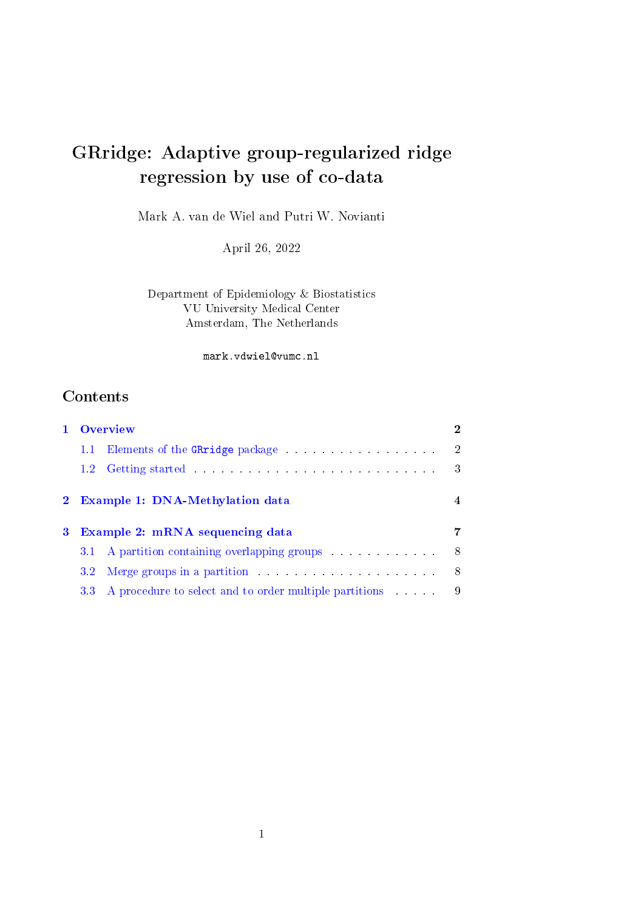# GRridge: Adaptive group-regularized ridge regression by use of co-data

Mark A. van de Wiel and Putri W. Novianti

April 26, 2022

Department of Epidemiology & Biostatistics
VU University Medical Center
Amsterdam, The Netherlands

`mark.vdwiel@vumc.nl`

## Contents

- **1 Overview** — 2
  - 1.1 Elements of the `GRridge` package — 2
  - 1.2 Getting started — 3
- **2 Example 1: DNA-Methylation data** — 4
- **3 Example 2: mRNA sequencing data** — 7
  - 3.1 A partition containing overlapping groups — 8
  - 3.2 Merge groups in a partition — 8
  - 3.3 A procedure to select and to order multiple partitions — 9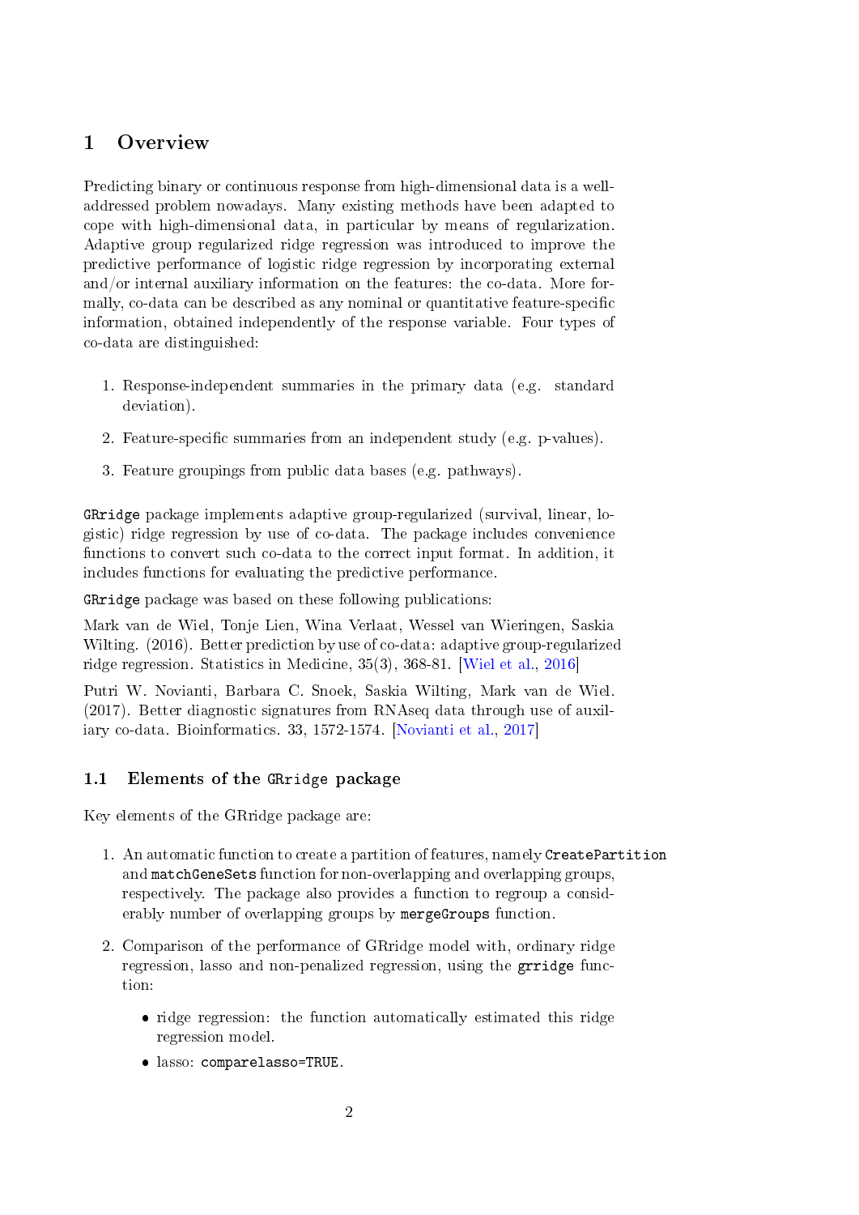# 1 Overview

Predicting binary or continuous response from high-dimensional data is a well-addressed problem nowadays. Many existing methods have been adapted to cope with high-dimensional data, in particular by means of regularization. Adaptive group regularized ridge regression was introduced to improve the predictive performance of logistic ridge regression by incorporating external and/or internal auxiliary information on the features: the co-data. More formally, co-data can be described as any nominal or quantitative feature-specific information, obtained independently of the response variable. Four types of co-data are distinguished:

1. Response-independent summaries in the primary data (e.g. standard deviation).
2. Feature-specific summaries from an independent study (e.g. p-values).
3. Feature groupings from public data bases (e.g. pathways).

`GRridge` package implements adaptive group-regularized (survival, linear, logistic) ridge regression by use of co-data. The package includes convenience functions to convert such co-data to the correct input format. In addition, it includes functions for evaluating the predictive performance.

`GRridge` package was based on these following publications:

Mark van de Wiel, Tonje Lien, Wina Verlaat, Wessel van Wieringen, Saskia Wilting. (2016). Better prediction by use of co-data: adaptive group-regularized ridge regression. Statistics in Medicine, 35(3), 368-81. [Wiel et al., 2016]

Putri W. Novianti, Barbara C. Snoek, Saskia Wilting, Mark van de Wiel. (2017). Better diagnostic signatures from RNAseq data through use of auxiliary co-data. Bioinformatics. 33, 1572-1574. [Novianti et al., 2017]

## 1.1 Elements of the `GRridge` package

Key elements of the GRridge package are:

1. An automatic function to create a partition of features, namely `CreatePartition` and `matchGeneSets` function for non-overlapping and overlapping groups, respectively. The package also provides a function to regroup a considerably number of overlapping groups by `mergeGroups` function.
2. Comparison of the performance of GRridge model with, ordinary ridge regression, lasso and non-penalized regression, using the `grridge` function:
   - ridge regression: the function automatically estimated this ridge regression model.
   - lasso: `comparelasso=TRUE`.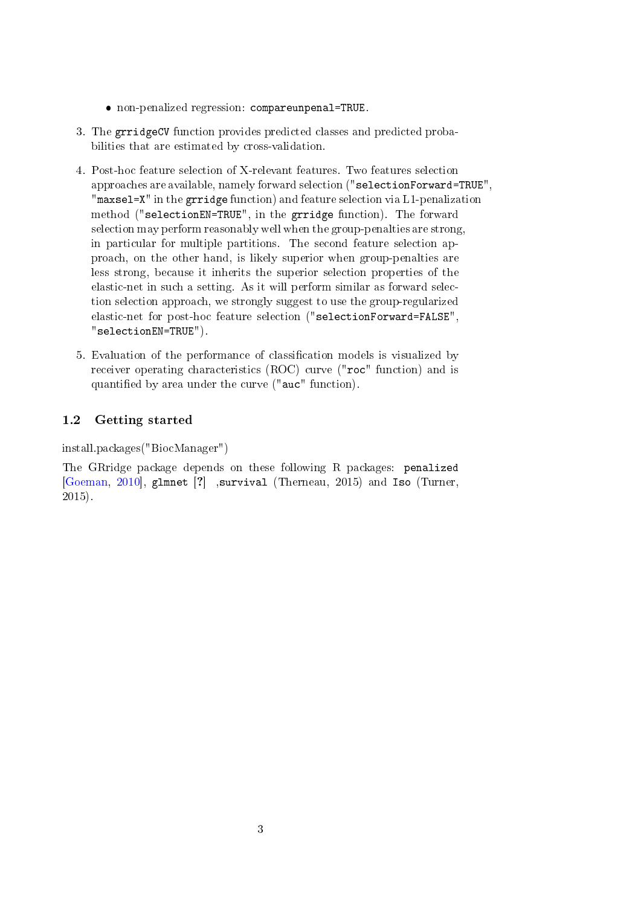- non-penalized regression: `compareunpenal=TRUE`.

3. The `grridgeCV` function provides predicted classes and predicted probabilities that are estimated by cross-validation.

4. Post-hoc feature selection of X-relevant features. Two features selection approaches are available, namely forward selection ("`selectionForward=TRUE`", "`maxsel=X`" in the `grridge` function) and feature selection via L1-penalization method ("`selectionEN=TRUE`", in the `grridge` function). The forward selection may perform reasonably well when the group-penalties are strong, in particular for multiple partitions. The second feature selection approach, on the other hand, is likely superior when group-penalties are less strong, because it inherits the superior selection properties of the elastic-net in such a setting. As it will perform similar as forward selection selection approach, we strongly suggest to use the group-regularized elastic-net for post-hoc feature selection ("`selectionForward=FALSE`", "`selectionEN=TRUE`").

5. Evaluation of the performance of classification models is visualized by receiver operating characteristics (ROC) curve ("`roc`" function) and is quantified by area under the curve ("`auc`" function).

## 1.2 Getting started

install.packages("BiocManager")

The GRridge package depends on these following R packages: `penalized` [Goeman, 2010], `glmnet` [?] ,`survival` (Therneau, 2015) and `Iso` (Turner, 2015).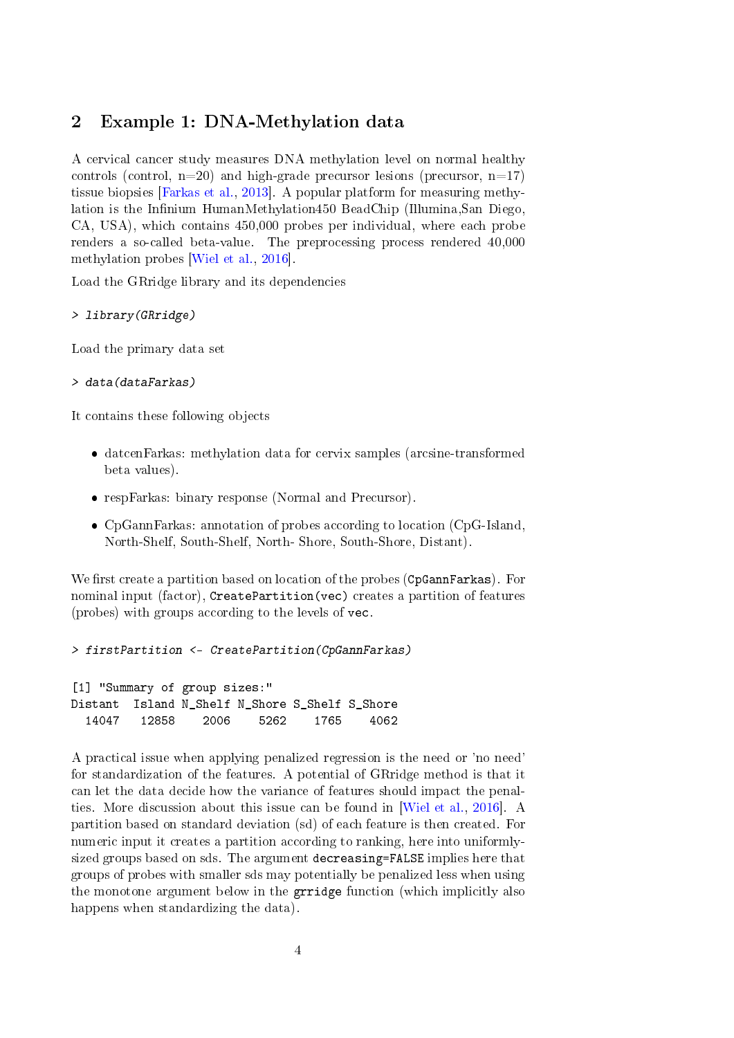## 2 Example 1: DNA-Methylation data

A cervical cancer study measures DNA methylation level on normal healthy controls (control, n=20) and high-grade precursor lesions (precursor, n=17) tissue biopsies [Farkas et al., 2013]. A popular platform for measuring methylation is the Infinium HumanMethylation450 BeadChip (Illumina,San Diego, CA, USA), which contains 450,000 probes per individual, where each probe renders a so-called beta-value. The preprocessing process rendered 40,000 methylation probes [Wiel et al., 2016].

Load the GRridge library and its dependencies

```
> library(GRridge)
```

Load the primary data set

```
> data(dataFarkas)
```

It contains these following objects

- datcenFarkas: methylation data for cervix samples (arcsine-transformed beta values).
- respFarkas: binary response (Normal and Precursor).
- CpGannFarkas: annotation of probes according to location (CpG-Island, North-Shelf, South-Shelf, North- Shore, South-Shore, Distant).

We first create a partition based on location of the probes (`CpGannFarkas`). For nominal input (factor), `CreatePartition(vec)` creates a partition of features (probes) with groups according to the levels of `vec`.

```
> firstPartition <- CreatePartition(CpGannFarkas)

[1] "Summary of group sizes:"
Distant  Island N_Shelf N_Shore S_Shelf S_Shore 
  14047   12858    2006    5262    1765    4062 
```

A practical issue when applying penalized regression is the need or 'no need' for standardization of the features. A potential of GRridge method is that it can let the data decide how the variance of features should impact the penalties. More discussion about this issue can be found in [Wiel et al., 2016]. A partition based on standard deviation (sd) of each feature is then created. For numeric input it creates a partition according to ranking, here into uniformly-sized groups based on sds. The argument `decreasing=FALSE` implies here that groups of probes with smaller sds may potentially be penalized less when using the monotone argument below in the `grridge` function (which implicitly also happens when standardizing the data).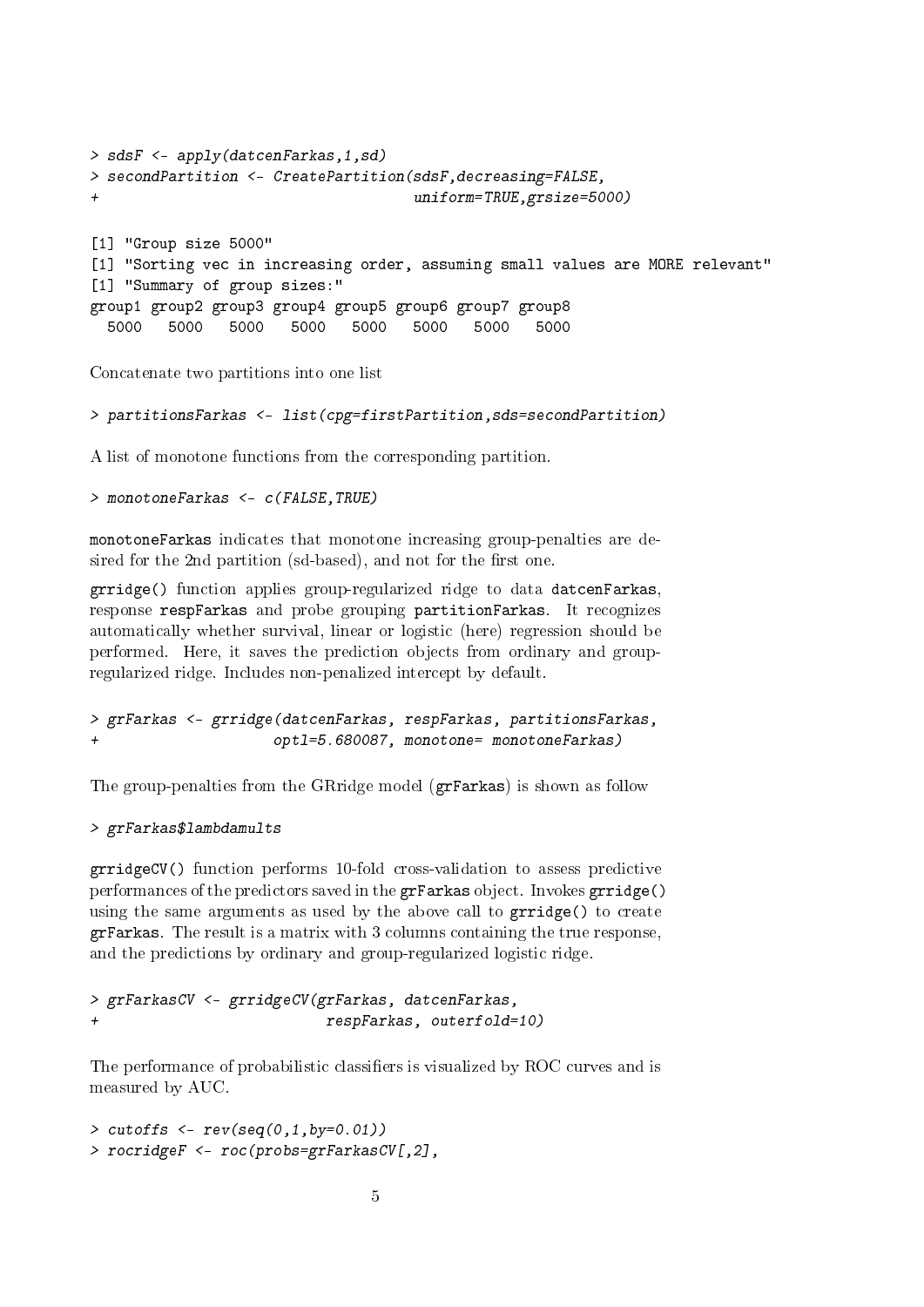```
> sdsF <- apply(datcenFarkas,1,sd)
> secondPartition <- CreatePartition(sdsF,decreasing=FALSE,
+                                    uniform=TRUE,grsize=5000)

[1] "Group size 5000"
[1] "Sorting vec in increasing order, assuming small values are MORE relevant"
[1] "Summary of group sizes:"
group1 group2 group3 group4 group5 group6 group7 group8
  5000   5000   5000   5000   5000   5000   5000   5000
```

Concatenate two partitions into one list

```
> partitionsFarkas <- list(cpg=firstPartition,sds=secondPartition)
```

A list of monotone functions from the corresponding partition.

```
> monotoneFarkas <- c(FALSE,TRUE)
```

`monotoneFarkas` indicates that monotone increasing group-penalties are desired for the 2nd partition (sd-based), and not for the first one.

`grridge()` function applies group-regularized ridge to data `datcenFarkas`, response `respFarkas` and probe grouping `partitionFarkas`. It recognizes automatically whether survival, linear or logistic (here) regression should be performed. Here, it saves the prediction objects from ordinary and group-regularized ridge. Includes non-penalized intercept by default.

```
> grFarkas <- grridge(datcenFarkas, respFarkas, partitionsFarkas,
+                    optl=5.680087, monotone= monotoneFarkas)
```

The group-penalties from the GRridge model (`grFarkas`) is shown as follow

```
> grFarkas$lambdamults
```

`grridgeCV()` function performs 10-fold cross-validation to assess predictive performances of the predictors saved in the `grFarkas` object. Invokes `grridge()` using the same arguments as used by the above call to `grridge()` to create `grFarkas`. The result is a matrix with 3 columns containing the true response, and the predictions by ordinary and group-regularized logistic ridge.

```
> grFarkasCV <- grridgeCV(grFarkas, datcenFarkas,
+                         respFarkas, outerfold=10)
```

The performance of probabilistic classifiers is visualized by ROC curves and is measured by AUC.

```
> cutoffs <- rev(seq(0,1,by=0.01))
> rocridgeF <- roc(probs=grFarkasCV[,2],
```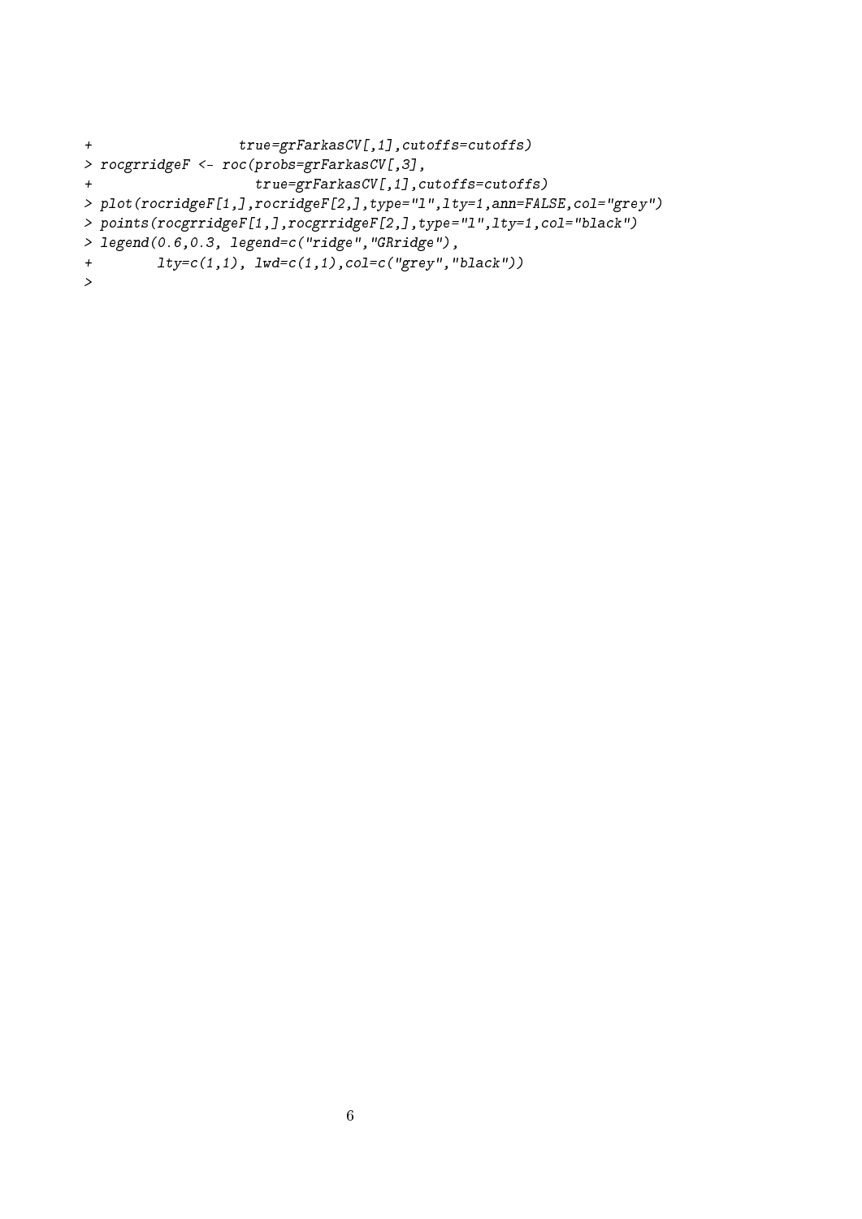```
+                  true=grFarkasCV[,1],cutoffs=cutoffs)
> rocgrridgeF <- roc(probs=grFarkasCV[,3],
+                    true=grFarkasCV[,1],cutoffs=cutoffs)
> plot(rocridgeF[1,],rocridgeF[2,],type="l",lty=1,ann=FALSE,col="grey")
> points(rocgrridgeF[1,],rocgrridgeF[2,],type="l",lty=1,col="black")
> legend(0.6,0.3, legend=c("ridge","GRridge"),
+        lty=c(1,1), lwd=c(1,1),col=c("grey","black"))
>
```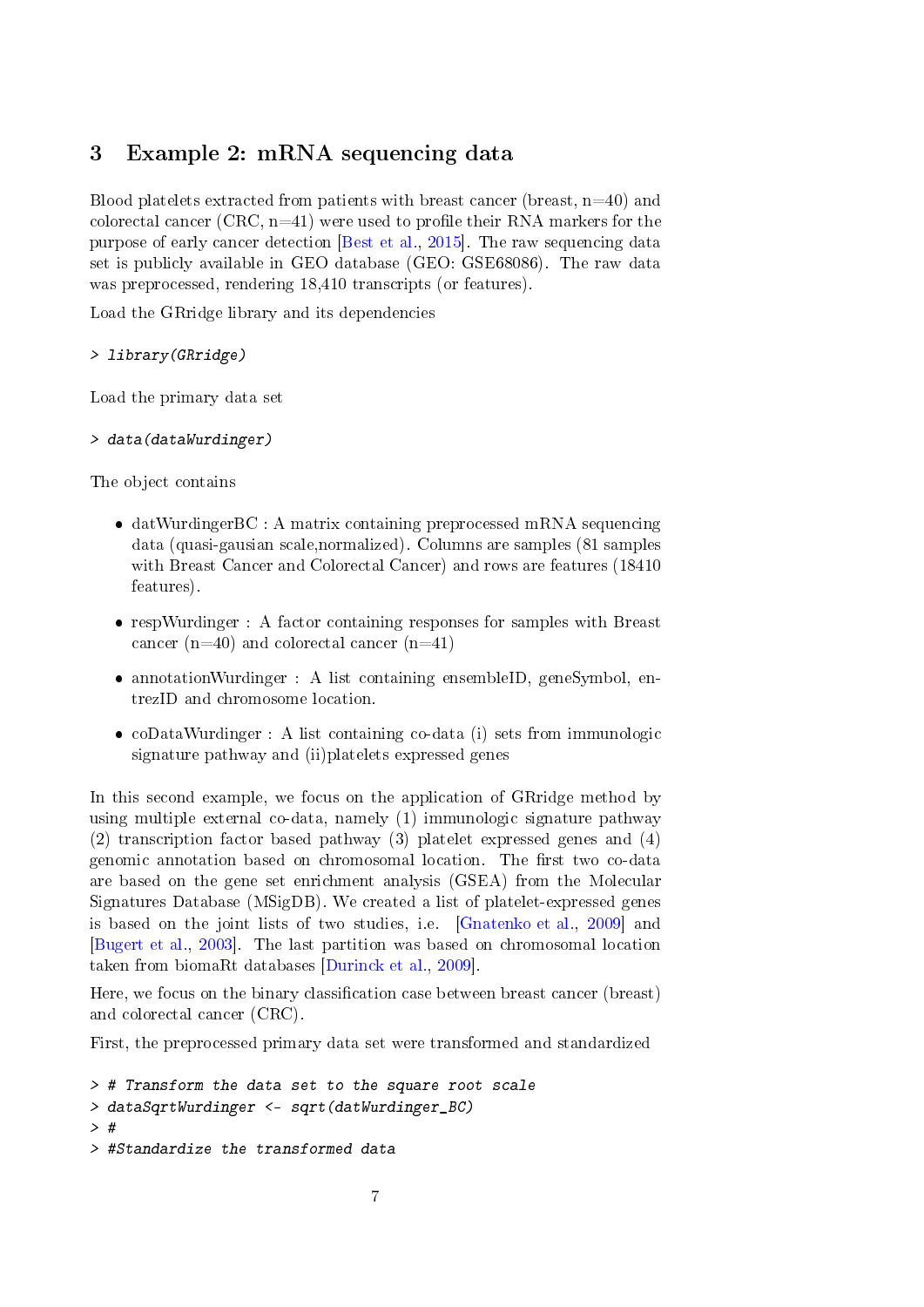## 3 Example 2: mRNA sequencing data

Blood platelets extracted from patients with breast cancer (breast, n=40) and colorectal cancer (CRC, n=41) were used to profile their RNA markers for the purpose of early cancer detection [Best et al., 2015]. The raw sequencing data set is publicly available in GEO database (GEO: GSE68086). The raw data was preprocessed, rendering 18,410 transcripts (or features).

Load the GRridge library and its dependencies

```
> library(GRridge)
```

Load the primary data set

```
> data(dataWurdinger)
```

The object contains

- datWurdingerBC : A matrix containing preprocessed mRNA sequencing data (quasi-gausian scale,normalized). Columns are samples (81 samples with Breast Cancer and Colorectal Cancer) and rows are features (18410 features).
- respWurdinger : A factor containing responses for samples with Breast cancer (n=40) and colorectal cancer (n=41)
- annotationWurdinger : A list containing ensembleID, geneSymbol, entrezID and chromosome location.
- coDataWurdinger : A list containing co-data (i) sets from immunologic signature pathway and (ii)platelets expressed genes

In this second example, we focus on the application of GRridge method by using multiple external co-data, namely (1) immunologic signature pathway (2) transcription factor based pathway (3) platelet expressed genes and (4) genomic annotation based on chromosomal location. The first two co-data are based on the gene set enrichment analysis (GSEA) from the Molecular Signatures Database (MSigDB). We created a list of platelet-expressed genes is based on the joint lists of two studies, i.e. [Gnatenko et al., 2009] and [Bugert et al., 2003]. The last partition was based on chromosomal location taken from biomaRt databases [Durinck et al., 2009].

Here, we focus on the binary classification case between breast cancer (breast) and colorectal cancer (CRC).

First, the preprocessed primary data set were transformed and standardized

```
> # Transform the data set to the square root scale
> dataSqrtWurdinger <- sqrt(datWurdinger_BC)
> #
> #Standardize the transformed data
```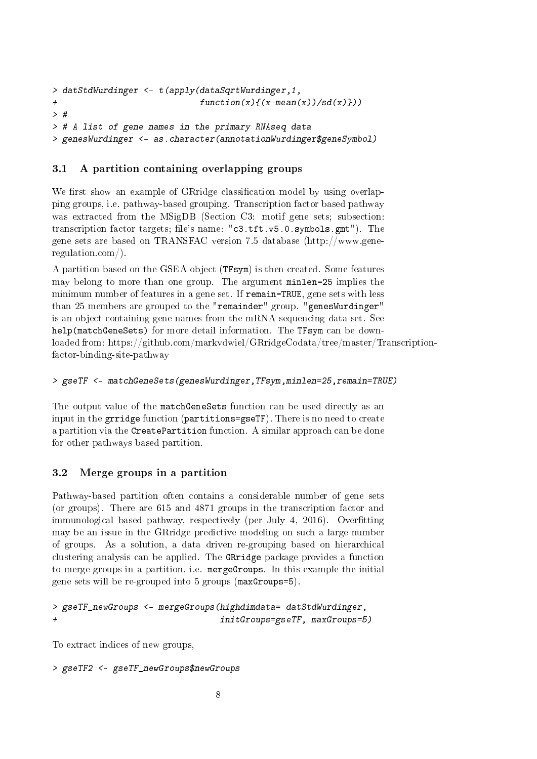```
> datStdWurdinger <- t(apply(dataSqrtWurdinger,1,
+                            function(x){(x-mean(x))/sd(x)}))
> #
> # A list of gene names in the primary RNAseq data
> genesWurdinger <- as.character(annotationWurdinger$geneSymbol)
```

### 3.1 A partition containing overlapping groups

We first show an example of GRridge classification model by using overlapping groups, i.e. pathway-based grouping. Transcription factor based pathway was extracted from the MSigDB (Section C3: motif gene sets; subsection: transcription factor targets; file's name: "c3.tft.v5.0.symbols.gmt"). The gene sets are based on TRANSFAC version 7.5 database (http://www.gene-regulation.com/).

A partition based on the GSEA object (TFsym) is then created. Some features may belong to more than one group. The argument minlen=25 implies the minimum number of features in a gene set. If remain=TRUE, gene sets with less than 25 members are grouped to the "remainder" group. "genesWurdinger" is an object containing gene names from the mRNA sequencing data set. See help(matchGeneSets) for more detail information. The TFsym can be downloaded from: https://github.com/markvdwiel/GRridgeCodata/tree/master/Transcription-factor-binding-site-pathway

```
> gseTF <- matchGeneSets(genesWurdinger,TFsym,minlen=25,remain=TRUE)
```

The output value of the matchGeneSets function can be used directly as an input in the grridge function (partitions=gseTF). There is no need to create a partition via the CreatePartition function. A similar approach can be done for other pathways based partition.

### 3.2 Merge groups in a partition

Pathway-based partition often contains a considerable number of gene sets (or groups). There are 615 and 4871 groups in the transcription factor and immunological based pathway, respectively (per July 4, 2016). Overfitting may be an issue in the GRridge predictive modeling on such a large number of groups. As a solution, a data driven re-grouping based on hierarchical clustering analysis can be applied. The GRridge package provides a function to merge groups in a partition, i.e. mergeGroups. In this example the initial gene sets will be re-grouped into 5 groups (maxGroups=5).

```
> gseTF_newGroups <- mergeGroups(highdimdata= datStdWurdinger,
+                                initGroups=gseTF, maxGroups=5)
```

To extract indices of new groups,

```
> gseTF2 <- gseTF_newGroups$newGroups
```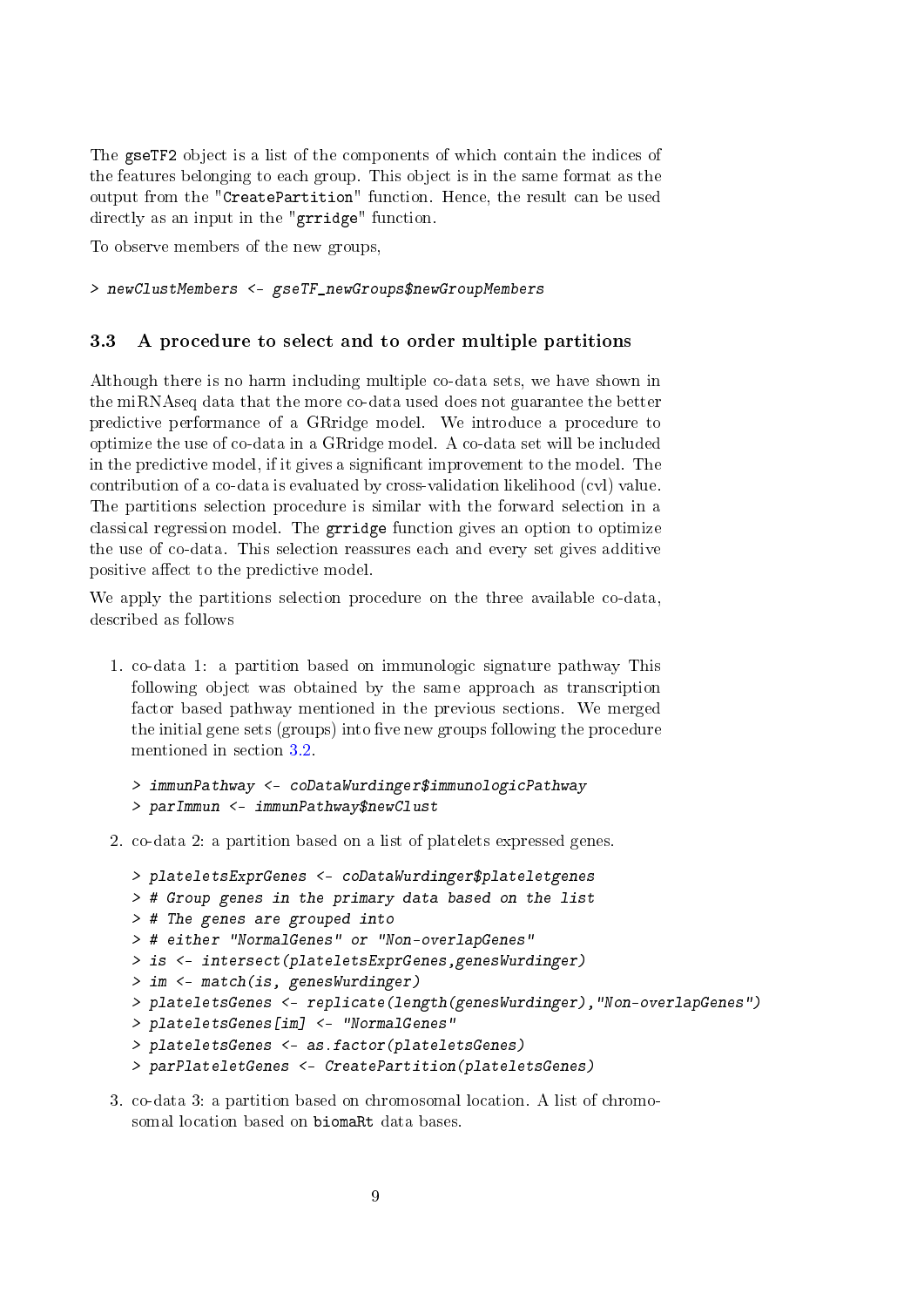The gseTF2 object is a list of the components of which contain the indices of the features belonging to each group. This object is in the same format as the output from the "CreatePartition" function. Hence, the result can be used directly as an input in the "grridge" function.

To observe members of the new groups,

```
> newClustMembers <- gseTF_newGroups$newGroupMembers
```

### 3.3 A procedure to select and to order multiple partitions

Although there is no harm including multiple co-data sets, we have shown in the miRNAseq data that the more co-data used does not guarantee the better predictive performance of a GRridge model. We introduce a procedure to optimize the use of co-data in a GRridge model. A co-data set will be included in the predictive model, if it gives a significant improvement to the model. The contribution of a co-data is evaluated by cross-validation likelihood (cvl) value. The partitions selection procedure is similar with the forward selection in a classical regression model. The grridge function gives an option to optimize the use of co-data. This selection reassures each and every set gives additive positive affect to the predictive model.

We apply the partitions selection procedure on the three available co-data, described as follows

1. co-data 1: a partition based on immunologic signature pathway This following object was obtained by the same approach as transcription factor based pathway mentioned in the previous sections. We merged the initial gene sets (groups) into five new groups following the procedure mentioned in section 3.2.

   ```
   > immunPathway <- coDataWurdinger$immunologicPathway
   > parImmun <- immunPathway$newClust
   ```

2. co-data 2: a partition based on a list of platelets expressed genes.

   ```
   > plateletsExprGenes <- coDataWurdinger$plateletgenes
   > # Group genes in the primary data based on the list
   > # The genes are grouped into
   > # either "NormalGenes" or "Non-overlapGenes"
   > is <- intersect(plateletsExprGenes,genesWurdinger)
   > im <- match(is, genesWurdinger)
   > plateletsGenes <- replicate(length(genesWurdinger),"Non-overlapGenes")
   > plateletsGenes[im] <- "NormalGenes"
   > plateletsGenes <- as.factor(plateletsGenes)
   > parPlateletGenes <- CreatePartition(plateletsGenes)
   ```

3. co-data 3: a partition based on chromosomal location. A list of chromosomal location based on biomaRt data bases.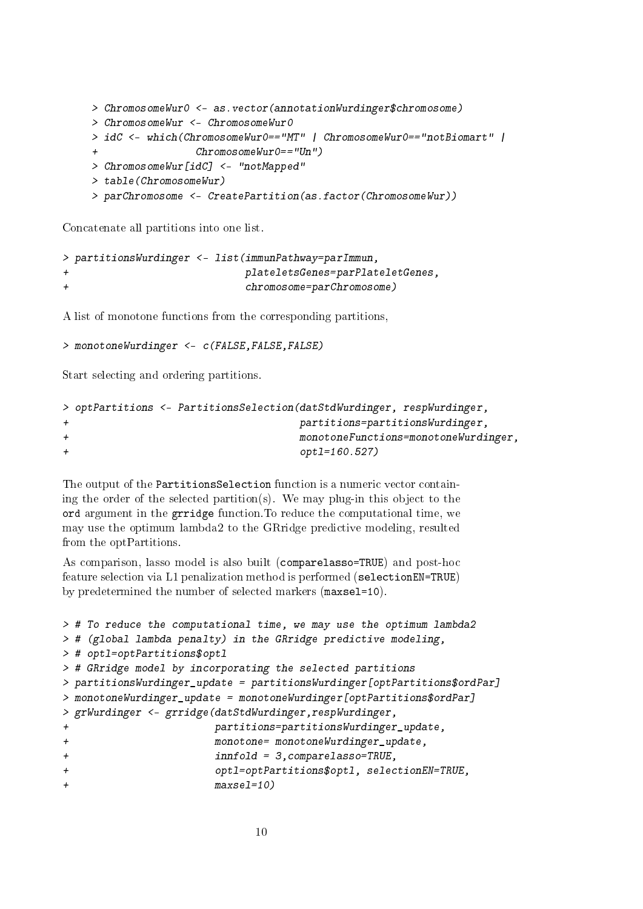```
> ChromosomeWur0 <- as.vector(annotationWurdinger$chromosome)
> ChromosomeWur <- ChromosomeWur0
> idC <- which(ChromosomeWur0=="MT" | ChromosomeWur0=="notBiomart" |
+              ChromosomeWur0=="Un")
> ChromosomeWur[idC] <- "notMapped"
> table(ChromosomeWur)
> parChromosome <- CreatePartition(as.factor(ChromosomeWur))
```

Concatenate all partitions into one list.

```
> partitionsWurdinger <- list(immunPathway=parImmun,
+                             plateletsGenes=parPlateletGenes,
+                             chromosome=parChromosome)
```

A list of monotone functions from the corresponding partitions,

```
> monotoneWurdinger <- c(FALSE,FALSE,FALSE)
```

Start selecting and ordering partitions.

```
> optPartitions <- PartitionsSelection(datStdWurdinger, respWurdinger,
+                                     partitions=partitionsWurdinger,
+                                     monotoneFunctions=monotoneWurdinger,
+                                     optl=160.527)
```

The output of the `PartitionsSelection` function is a numeric vector containing the order of the selected partition(s). We may plug-in this object to the `ord` argument in the `grridge` function.To reduce the computational time, we may use the optimum lambda2 to the GRridge predictive modeling, resulted from the optPartitions.

As comparison, lasso model is also built (`comparelasso=TRUE`) and post-hoc feature selection via L1 penalization method is performed (`selectionEN=TRUE`) by predetermined the number of selected markers (`maxsel=10`).

```
> # To reduce the computational time, we may use the optimum lambda2
> # (global lambda penalty) in the GRridge predictive modeling,
> # optl=optPartitions$optl
> # GRridge model by incorporating the selected partitions
> partitionsWurdinger_update = partitionsWurdinger[optPartitions$ordPar]
> monotoneWurdinger_update = monotoneWurdinger[optPartitions$ordPar]
> grWurdinger <- grridge(datStdWurdinger,respWurdinger,
+                       partitions=partitionsWurdinger_update,
+                       monotone= monotoneWurdinger_update,
+                       innfold = 3,comparelasso=TRUE,
+                       optl=optPartitions$optl, selectionEN=TRUE,
+                       maxsel=10)
```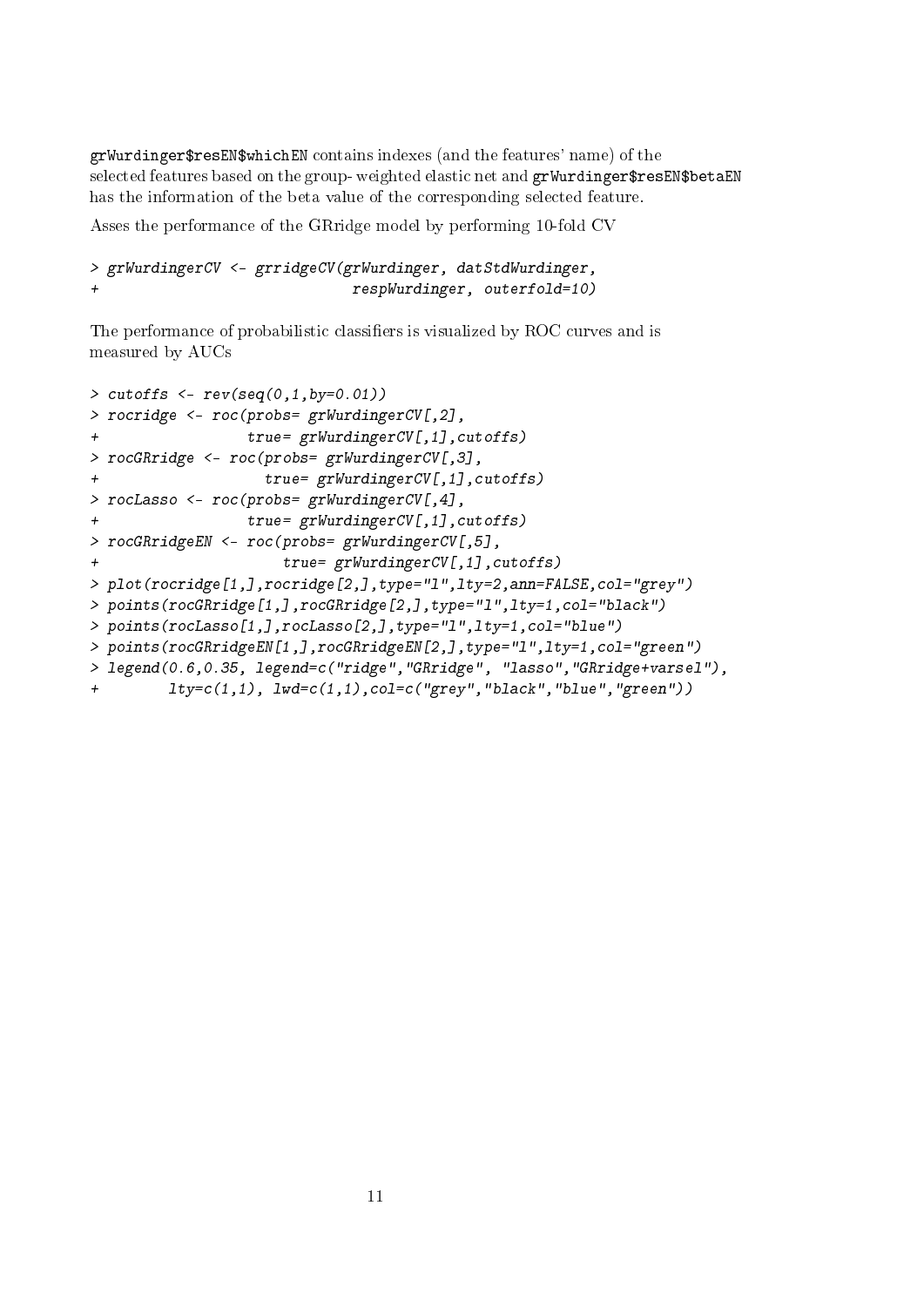`grWurdinger$resEN$whichEN` contains indexes (and the features' name) of the selected features based on the group- weighted elastic net and `grWurdinger$resEN$betaEN` has the information of the beta value of the corresponding selected feature.

Asses the performance of the GRridge model by performing 10-fold CV

```
> grWurdingerCV <- grridgeCV(grWurdinger, datStdWurdinger,
+                               respWurdinger, outerfold=10)
```

The performance of probabilistic classifiers is visualized by ROC curves and is measured by AUCs

```
> cutoffs <- rev(seq(0,1,by=0.01))
> rocridge <- roc(probs= grWurdingerCV[,2],
+                 true= grWurdingerCV[,1],cutoffs)
> rocGRridge <- roc(probs= grWurdingerCV[,3],
+                   true= grWurdingerCV[,1],cutoffs)
> rocLasso <- roc(probs= grWurdingerCV[,4],
+                 true= grWurdingerCV[,1],cutoffs)
> rocGRridgeEN <- roc(probs= grWurdingerCV[,5],
+                     true= grWurdingerCV[,1],cutoffs)
> plot(rocridge[1,],rocridge[2,],type="l",lty=2,ann=FALSE,col="grey")
> points(rocGRridge[1,],rocGRridge[2,],type="l",lty=1,col="black")
> points(rocLasso[1,],rocLasso[2,],type="l",lty=1,col="blue")
> points(rocGRridgeEN[1,],rocGRridgeEN[2,],type="l",lty=1,col="green")
> legend(0.6,0.35, legend=c("ridge","GRridge", "lasso","GRridge+varsel"),
+        lty=c(1,1), lwd=c(1,1),col=c("grey","black","blue","green"))
```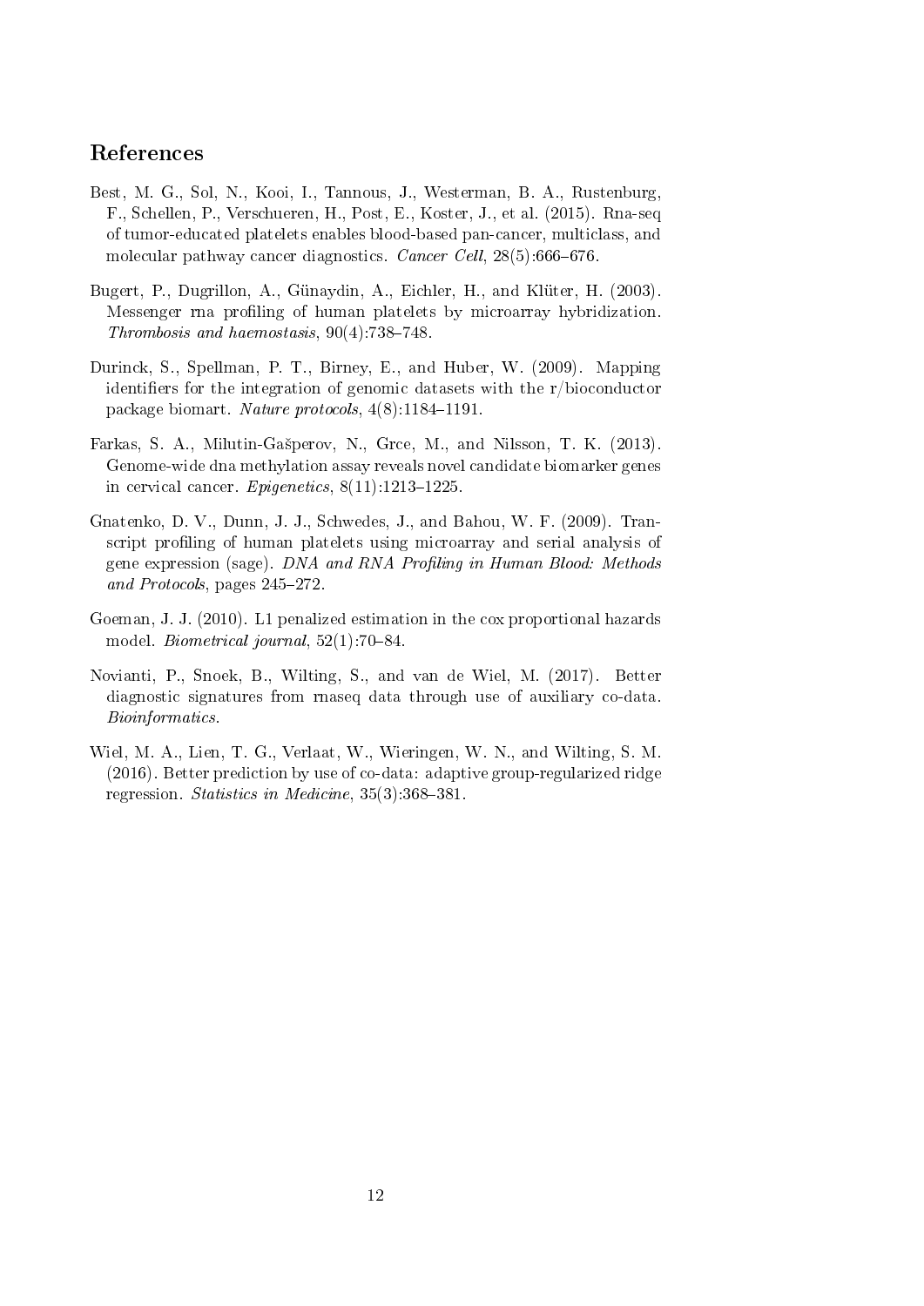# References

Best, M. G., Sol, N., Kooi, I., Tannous, J., Westerman, B. A., Rustenburg, F., Schellen, P., Verschueren, H., Post, E., Koster, J., et al. (2015). Rna-seq of tumor-educated platelets enables blood-based pan-cancer, multiclass, and molecular pathway cancer diagnostics. *Cancer Cell*, 28(5):666–676.

Bugert, P., Dugrillon, A., Günaydin, A., Eichler, H., and Klüter, H. (2003). Messenger rna profiling of human platelets by microarray hybridization. *Thrombosis and haemostasis*, 90(4):738–748.

Durinck, S., Spellman, P. T., Birney, E., and Huber, W. (2009). Mapping identifiers for the integration of genomic datasets with the r/bioconductor package biomart. *Nature protocols*, 4(8):1184–1191.

Farkas, S. A., Milutin-Gašperov, N., Grce, M., and Nilsson, T. K. (2013). Genome-wide dna methylation assay reveals novel candidate biomarker genes in cervical cancer. *Epigenetics*, 8(11):1213–1225.

Gnatenko, D. V., Dunn, J. J., Schwedes, J., and Bahou, W. F. (2009). Transcript profiling of human platelets using microarray and serial analysis of gene expression (sage). *DNA and RNA Profiling in Human Blood: Methods and Protocols*, pages 245–272.

Goeman, J. J. (2010). L1 penalized estimation in the cox proportional hazards model. *Biometrical journal*, 52(1):70–84.

Novianti, P., Snoek, B., Wilting, S., and van de Wiel, M. (2017). Better diagnostic signatures from rnaseq data through use of auxiliary co-data. *Bioinformatics*.

Wiel, M. A., Lien, T. G., Verlaat, W., Wieringen, W. N., and Wilting, S. M. (2016). Better prediction by use of co-data: adaptive group-regularized ridge regression. *Statistics in Medicine*, 35(3):368–381.